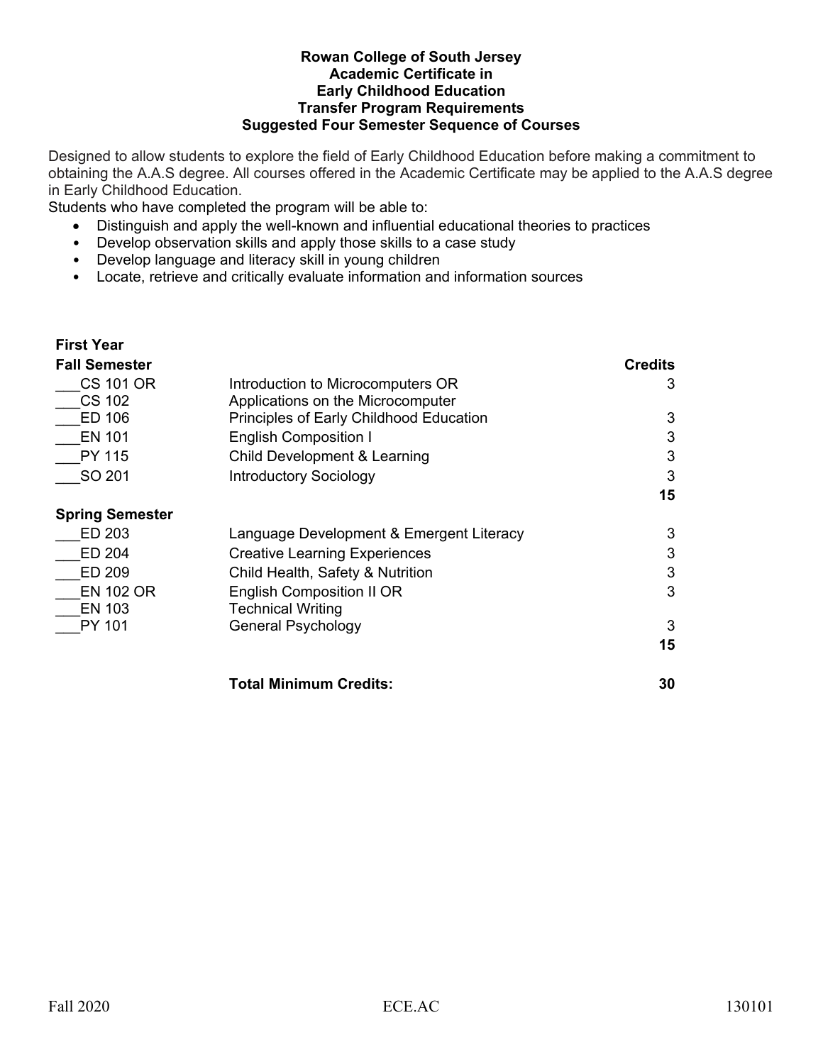# Rowan College of South Jersey
## Academic Certificate in
## Early Childhood Education
## Transfer Program Requirements
## Suggested Four Semester Sequence of Courses

Designed to allow students to explore the field of Early Childhood Education before making a commitment to obtaining the A.A.S degree. All courses offered in the Academic Certificate may be applied to the A.A.S degree in Early Childhood Education.

Students who have completed the program will be able to:

- Distinguish and apply the well-known and influential educational theories to practices
- Develop observation skills and apply those skills to a case study
- Develop language and literacy skill in young children
- Locate, retrieve and critically evaluate information and information sources

### First Year

| Fall Semester | | Credits |
|---|---|---|
| ___CS 101 OR<br>___CS 102 | Introduction to Microcomputers OR<br>Applications on the Microcomputer | 3 |
| ___ED 106 | Principles of Early Childhood Education | 3 |
| ___EN 101 | English Composition I | 3 |
| ___PY 115 | Child Development & Learning | 3 |
| ___SO 201 | Introductory Sociology | 3 |
| | | **15** |

| Spring Semester | | Credits |
|---|---|---|
| ___ED 203 | Language Development & Emergent Literacy | 3 |
| ___ED 204 | Creative Learning Experiences | 3 |
| ___ED 209 | Child Health, Safety & Nutrition | 3 |
| ___EN 102 OR<br>___EN 103 | English Composition II OR<br>Technical Writing | 3 |
| ___PY 101 | General Psychology | 3 |
| | | **15** |
| | **Total Minimum Credits:** | **30** |

Fall 2020 ECE.AC 130101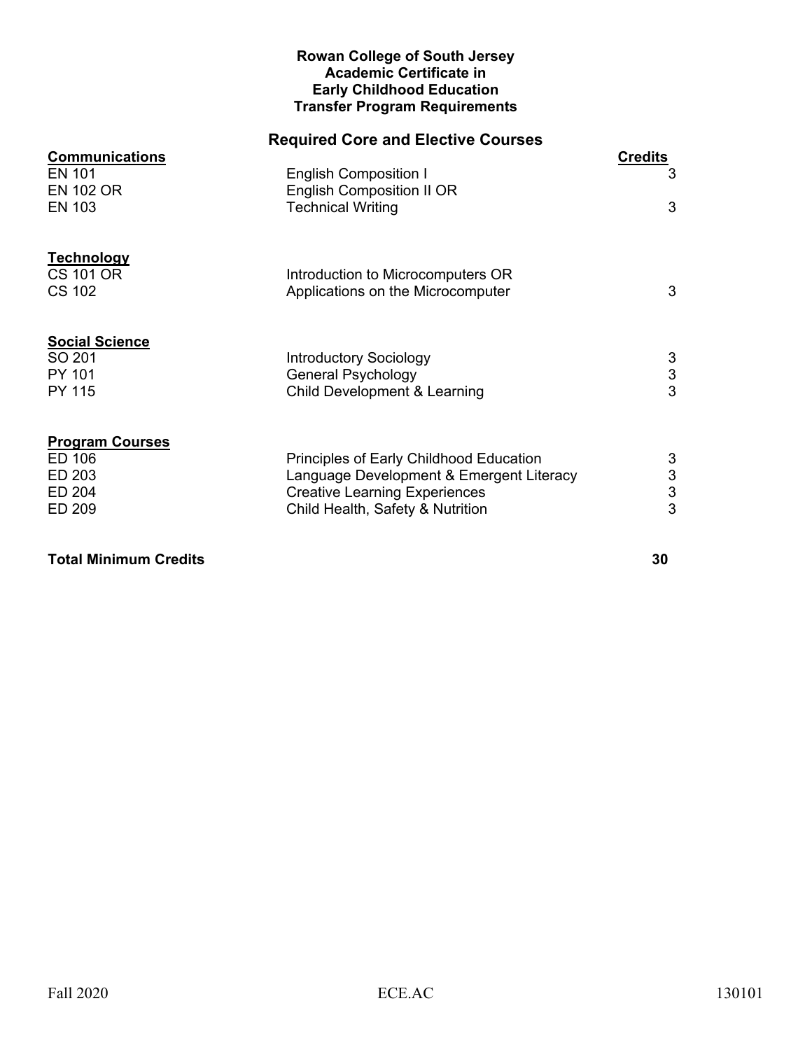**Rowan College of South Jersey**
**Academic Certificate in**
**Early Childhood Education**
**Transfer Program Requirements**

## Required Core and Elective Courses

| | | Credits |
|---|---|---|
| **Communications** | | |
| EN 101 | English Composition I | 3 |
| EN 102 OR<br>EN 103 | English Composition II OR<br>Technical Writing | 3 |
| **Technology** | | |
| CS 101 OR<br>CS 102 | Introduction to Microcomputers OR<br>Applications on the Microcomputer | 3 |
| **Social Science** | | |
| SO 201 | Introductory Sociology | 3 |
| PY 101 | General Psychology | 3 |
| PY 115 | Child Development & Learning | 3 |
| **Program Courses** | | |
| ED 106 | Principles of Early Childhood Education | 3 |
| ED 203 | Language Development & Emergent Literacy | 3 |
| ED 204 | Creative Learning Experiences | 3 |
| ED 209 | Child Health, Safety & Nutrition | 3 |
| **Total Minimum Credits** | | **30** |

Fall 2020 ECE.AC 130101